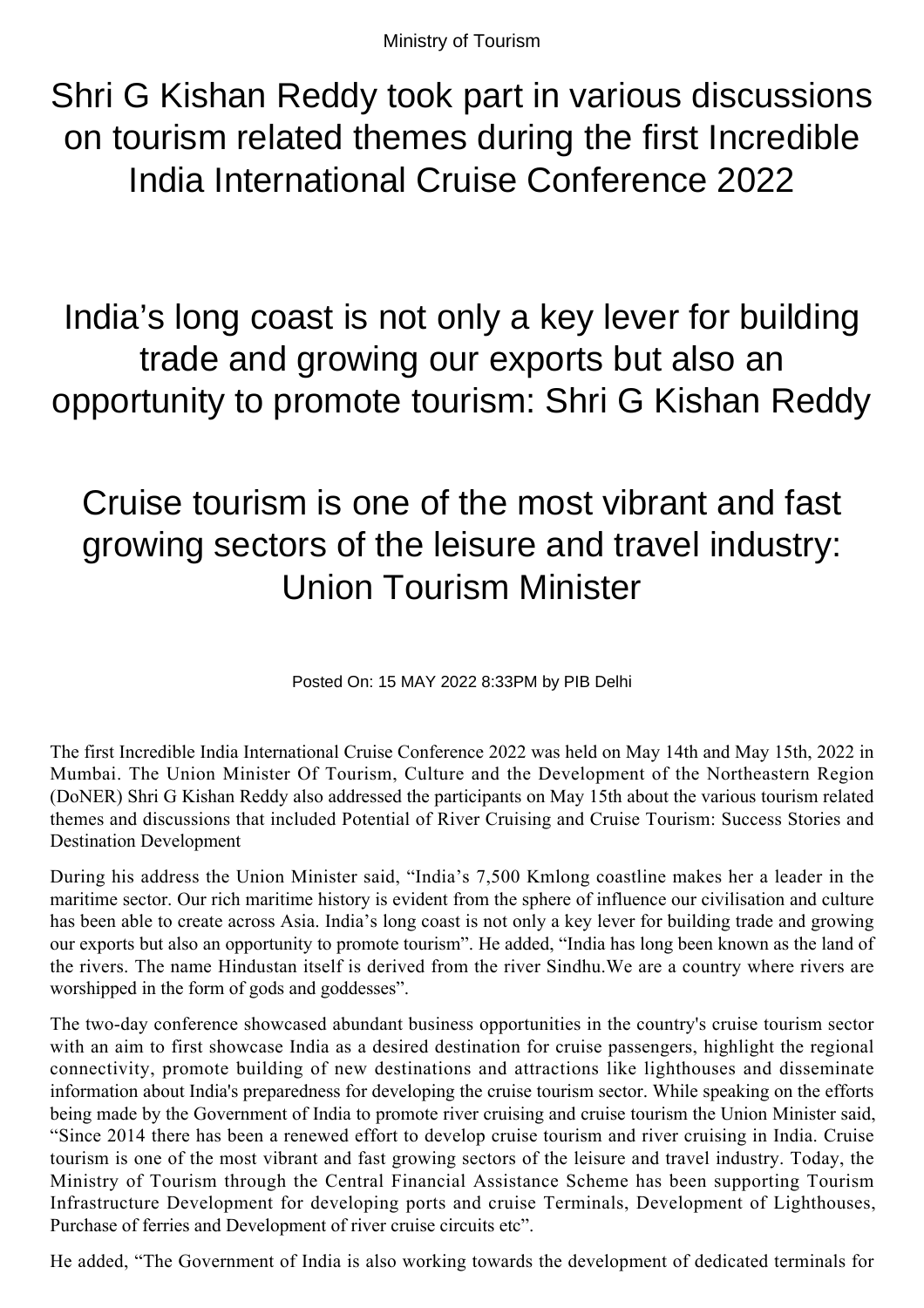Ministry of Tourism

# Shri G Kishan Reddy took part in various discussions on tourism related themes during the first Incredible India International Cruise Conference 2022

## India's long coast is not only a key lever for building trade and growing our exports but also an opportunity to promote tourism: Shri G Kishan Reddy

## Cruise tourism is one of the most vibrant and fast growing sectors of the leisure and travel industry: Union Tourism Minister

Posted On: 15 MAY 2022 8:33PM by PIB Delhi

The first Incredible India International Cruise Conference 2022 was held on May 14th and May 15th, 2022 in Mumbai. The Union Minister Of Tourism, Culture and the Development of the Northeastern Region (DoNER) Shri G Kishan Reddy also addressed the participants on May 15th about the various tourism related themes and discussions that included Potential of River Cruising and Cruise Tourism: Success Stories and Destination Development

During his address the Union Minister said, "India's 7,500 Kmlong coastline makes her a leader in the maritime sector. Our rich maritime history is evident from the sphere of influence our civilisation and culture has been able to create across Asia. India's long coast is not only a key lever for building trade and growing our exports but also an opportunity to promote tourism". He added, "India has long been known as the land of the rivers. The name Hindustan itself is derived from the river Sindhu.We are a country where rivers are worshipped in the form of gods and goddesses".

The two-day conference showcased abundant business opportunities in the country's cruise tourism sector with an aim to first showcase India as a desired destination for cruise passengers, highlight the regional connectivity, promote building of new destinations and attractions like lighthouses and disseminate information about India's preparedness for developing the cruise tourism sector. While speaking on the efforts being made by the Government of India to promote river cruising and cruise tourism the Union Minister said, "Since 2014 there has been a renewed effort to develop cruise tourism and river cruising in India. Cruise tourism is one of the most vibrant and fast growing sectors of the leisure and travel industry. Today, the Ministry of Tourism through the Central Financial Assistance Scheme has been supporting Tourism Infrastructure Development for developing ports and cruise Terminals, Development of Lighthouses, Purchase of ferries and Development of river cruise circuits etc".

He added, "The Government of India is also working towards the development of dedicated terminals for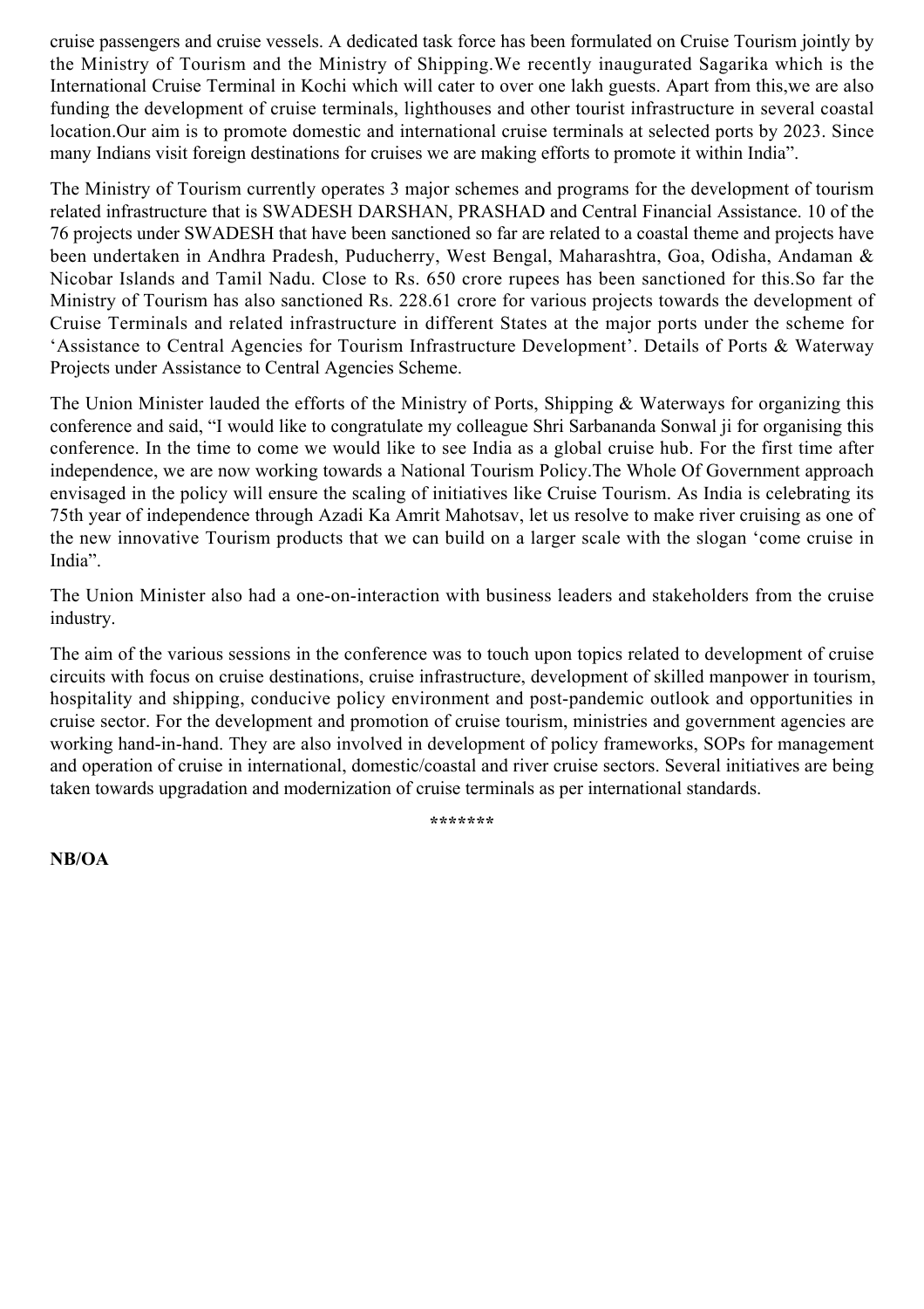cruise passengers and cruise vessels. A dedicated task force has been formulated on Cruise Tourism jointly by the Ministry of Tourism and the Ministry of Shipping.We recently inaugurated Sagarika which is the International Cruise Terminal in Kochi which will cater to over one lakh guests. Apart from this,we are also funding the development of cruise terminals, lighthouses and other tourist infrastructure in several coastal location.Our aim is to promote domestic and international cruise terminals at selected ports by 2023. Since many Indians visit foreign destinations for cruises we are making efforts to promote it within India".

The Ministry of Tourism currently operates 3 major schemes and programs for the development of tourism related infrastructure that is SWADESH DARSHAN, PRASHAD and Central Financial Assistance. 10 of the 76 projects under SWADESH that have been sanctioned so far are related to a coastal theme and projects have been undertaken in Andhra Pradesh, Puducherry, West Bengal, Maharashtra, Goa, Odisha, Andaman & Nicobar Islands and Tamil Nadu. Close to Rs. 650 crore rupees has been sanctioned for this.So far the Ministry of Tourism has also sanctioned Rs. 228.61 crore for various projects towards the development of Cruise Terminals and related infrastructure in different States at the major ports under the scheme for 'Assistance to Central Agencies for Tourism Infrastructure Development'. Details of Ports & Waterway Projects under Assistance to Central Agencies Scheme.

The Union Minister lauded the efforts of the Ministry of Ports, Shipping & Waterways for organizing this conference and said, "I would like to congratulate my colleague Shri Sarbananda Sonwal ji for organising this conference. In the time to come we would like to see India as a global cruise hub. For the first time after independence, we are now working towards a National Tourism Policy.The Whole Of Government approach envisaged in the policy will ensure the scaling of initiatives like Cruise Tourism. As India is celebrating its 75th year of independence through Azadi Ka Amrit Mahotsav, let us resolve to make river cruising as one of the new innovative Tourism products that we can build on a larger scale with the slogan 'come cruise in India".

The Union Minister also had a one-on-interaction with business leaders and stakeholders from the cruise industry.

The aim of the various sessions in the conference was to touch upon topics related to development of cruise circuits with focus on cruise destinations, cruise infrastructure, development of skilled manpower in tourism, hospitality and shipping, conducive policy environment and post-pandemic outlook and opportunities in cruise sector. For the development and promotion of cruise tourism, ministries and government agencies are working hand-in-hand. They are also involved in development of policy frameworks, SOPs for management and operation of cruise in international, domestic/coastal and river cruise sectors. Several initiatives are being taken towards upgradation and modernization of cruise terminals as per international standards.

*******

**NB/OA**